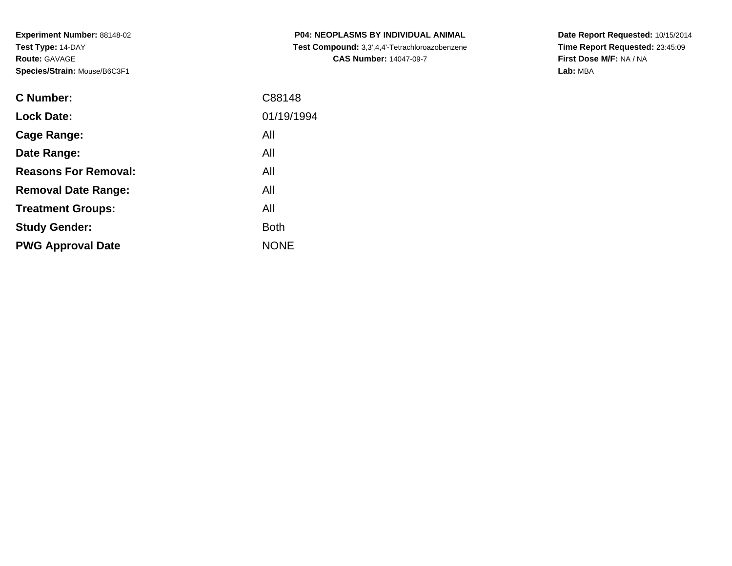**Experiment Number:** 88148-02
**Test Type:** 14-DAY
**Route:** GAVAGE
**Species/Strain:** Mouse/B6C3F1

**P04: NEOPLASMS BY INDIVIDUAL ANIMAL**
**Test Compound:** 3,3',4,4'-Tetrachloroazobenzene
**CAS Number:** 14047-09-7

**Date Report Requested:** 10/15/2014
**Time Report Requested:** 23:45:09
**First Dose M/F:** NA / NA
**Lab:** MBA

| | |
|---|---|
| **C Number:** | C88148 |
| **Lock Date:** | 01/19/1994 |
| **Cage Range:** | All |
| **Date Range:** | All |
| **Reasons For Removal:** | All |
| **Removal Date Range:** | All |
| **Treatment Groups:** | All |
| **Study Gender:** | Both |
| **PWG Approval Date** | NONE |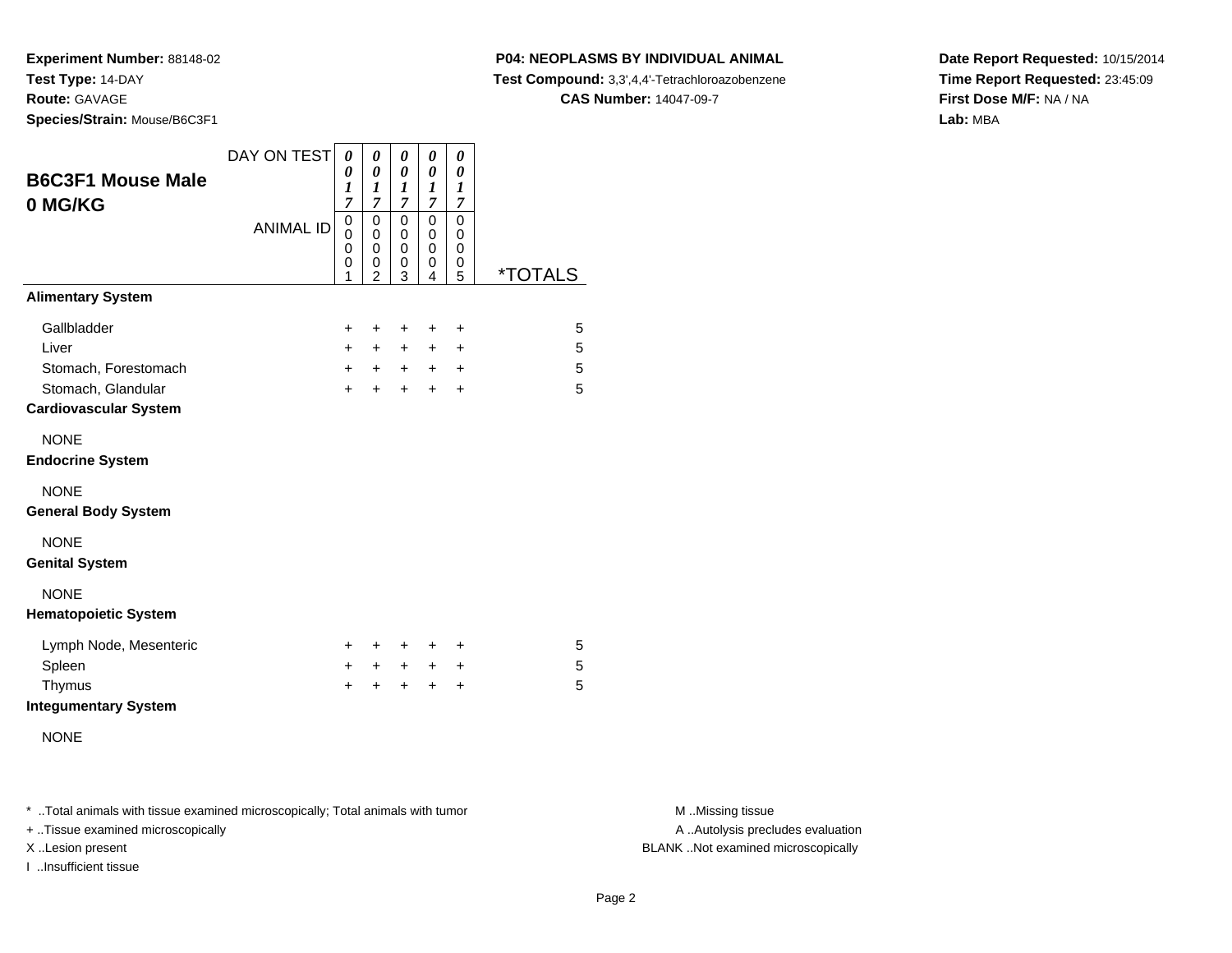**Experiment Number:** 88148-02
**Test Type:** 14-DAY
**Route:** GAVAGE
**Species/Strain:** Mouse/B6C3F1

**P04: NEOPLASMS BY INDIVIDUAL ANIMAL**
**Test Compound:** 3,3',4,4'-Tetrachloroazobenzene
**CAS Number:** 14047-09-7

**Date Report Requested:** 10/15/2014
**Time Report Requested:** 23:45:09
**First Dose M/F:** NA / NA
**Lab:** MBA

## B6C3F1 Mouse Male 0 MG/KG

| DAY ON TEST | 0017 | 0017 | 0017 | 0017 | 0017 | |
|---|---|---|---|---|---|---|
| ANIMAL ID | 00001 | 00002 | 00003 | 00004 | 00005 | *TOTALS |
| **Alimentary System** | | | | | | |
| Gallbladder | + | + | + | + | + | 5 |
| Liver | + | + | + | + | + | 5 |
| Stomach, Forestomach | + | + | + | + | + | 5 |
| Stomach, Glandular | + | + | + | + | + | 5 |
| **Cardiovascular System** | | | | | | |
| NONE | | | | | | |
| **Endocrine System** | | | | | | |
| NONE | | | | | | |
| **General Body System** | | | | | | |
| NONE | | | | | | |
| **Genital System** | | | | | | |
| NONE | | | | | | |
| **Hematopoietic System** | | | | | | |
| Lymph Node, Mesenteric | + | + | + | + | + | 5 |
| Spleen | + | + | + | + | + | 5 |
| Thymus | + | + | + | + | + | 5 |
| **Integumentary System** | | | | | | |
| NONE | | | | | | |

\* ..Total animals with tissue examined microscopically; Total animals with tumor
\+ ..Tissue examined microscopically
X ..Lesion present
I ..Insufficient tissue

M ..Missing tissue
A ..Autolysis precludes evaluation
BLANK ..Not examined microscopically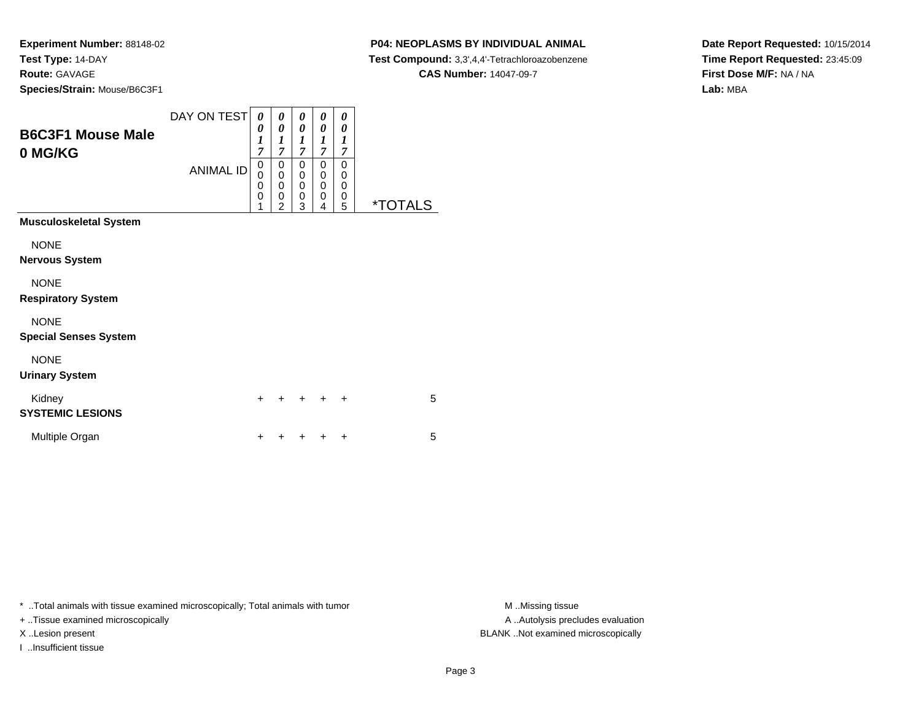**Experiment Number:** 88148-02
**Test Type:** 14-DAY
**Route:** GAVAGE
**Species/Strain:** Mouse/B6C3F1

**P04: NEOPLASMS BY INDIVIDUAL ANIMAL**
**Test Compound:** 3,3',4,4'-Tetrachloroazobenzene
**CAS Number:** 14047-09-7

**Date Report Requested:** 10/15/2014
**Time Report Requested:** 23:45:09
**First Dose M/F:** NA / NA
**Lab:** MBA

## B6C3F1 Mouse Male 0 MG/KG

| DAY ON TEST | 0017 | 0017 | 0017 | 0017 | 0017 | |
|---|---|---|---|---|---|---|
| ANIMAL ID | 00001 | 00002 | 00003 | 00004 | 00005 | *TOTALS |
| **Musculoskeletal System** | | | | | | |
| NONE | | | | | | |
| **Nervous System** | | | | | | |
| NONE | | | | | | |
| **Respiratory System** | | | | | | |
| NONE | | | | | | |
| **Special Senses System** | | | | | | |
| NONE | | | | | | |
| **Urinary System** | | | | | | |
| Kidney | + | + | + | + | + | 5 |
| **SYSTEMIC LESIONS** | | | | | | |
| Multiple Organ | + | + | + | + | + | 5 |

* ..Total animals with tissue examined microscopically; Total animals with tumor
+ ..Tissue examined microscopically
X ..Lesion present
I ..Insufficient tissue

M ..Missing tissue
A ..Autolysis precludes evaluation
BLANK ..Not examined microscopically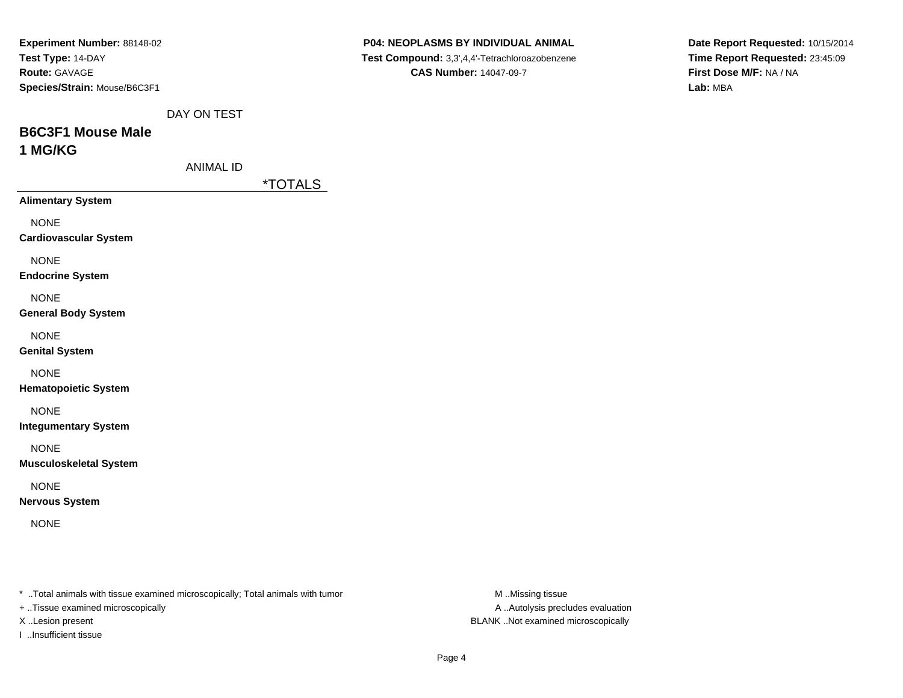**Experiment Number:** 88148-02
**Test Type:** 14-DAY
**Route:** GAVAGE
**Species/Strain:** Mouse/B6C3F1

**P04: NEOPLASMS BY INDIVIDUAL ANIMAL**
**Test Compound:** 3,3',4,4'-Tetrachloroazobenzene
**CAS Number:** 14047-09-7

**Date Report Requested:** 10/15/2014
**Time Report Requested:** 23:45:09
**First Dose M/F:** NA / NA
**Lab:** MBA

DAY ON TEST

## B6C3F1 Mouse Male
## 1 MG/KG

ANIMAL ID

| | *TOTALS |
|---|---|
| **Alimentary System** | |
| NONE | |
| **Cardiovascular System** | |
| NONE | |
| **Endocrine System** | |
| NONE | |
| **General Body System** | |
| NONE | |
| **Genital System** | |
| NONE | |
| **Hematopoietic System** | |
| NONE | |
| **Integumentary System** | |
| NONE | |
| **Musculoskeletal System** | |
| NONE | |
| **Nervous System** | |
| NONE | |

* ..Total animals with tissue examined microscopically; Total animals with tumor
+ ..Tissue examined microscopically
X ..Lesion present
I ..Insufficient tissue

M ..Missing tissue
A ..Autolysis precludes evaluation
BLANK ..Not examined microscopically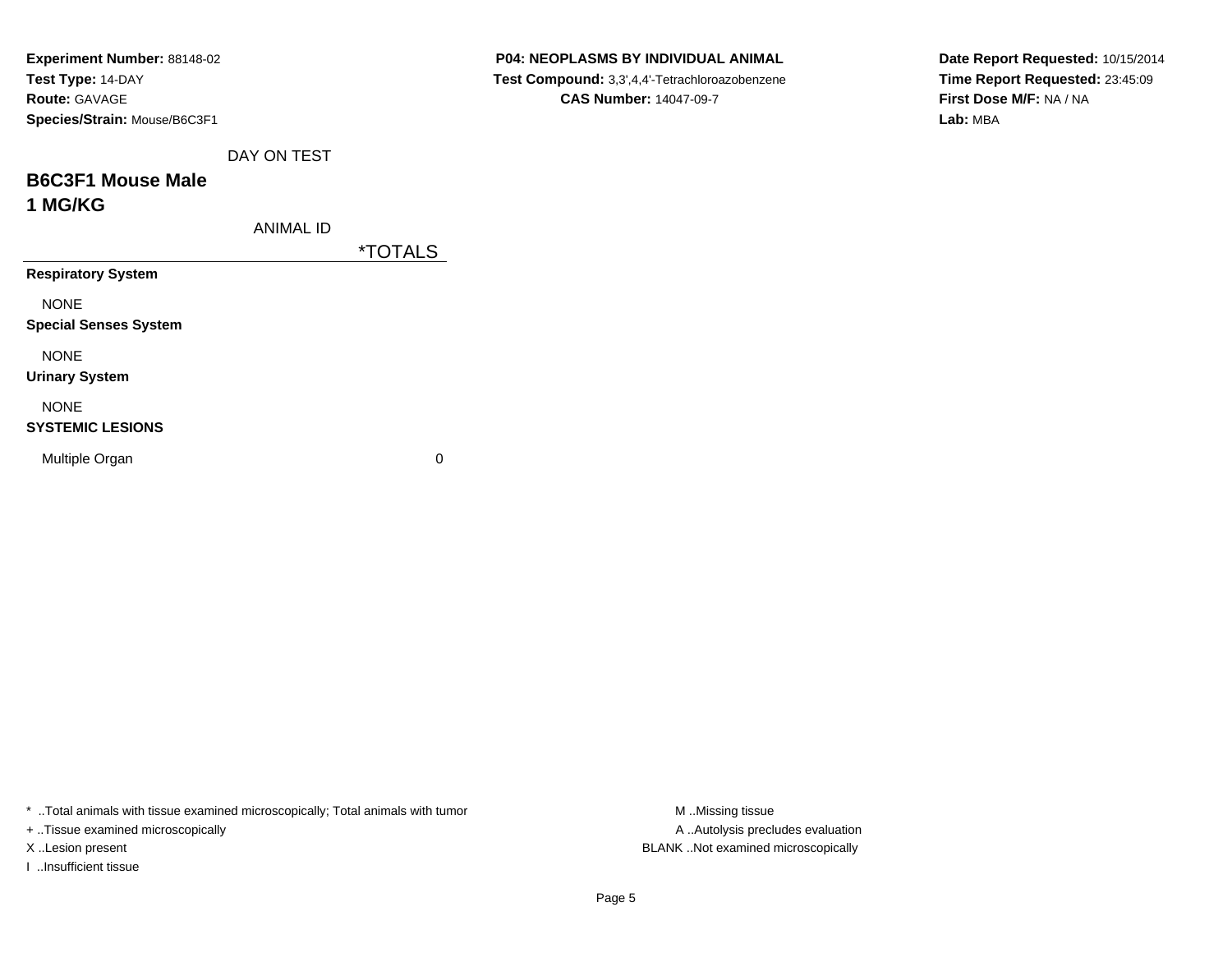**Experiment Number:** 88148-02
**Test Type:** 14-DAY
**Route:** GAVAGE
**Species/Strain:** Mouse/B6C3F1

**P04: NEOPLASMS BY INDIVIDUAL ANIMAL**
**Test Compound:** 3,3',4,4'-Tetrachloroazobenzene
**CAS Number:** 14047-09-7

**Date Report Requested:** 10/15/2014
**Time Report Requested:** 23:45:09
**First Dose M/F:** NA / NA
**Lab:** MBA

DAY ON TEST

## B6C3F1 Mouse Male
## 1 MG/KG

ANIMAL ID

| | *TOTALS |
|---|---|
| **Respiratory System** | |
| NONE | |
| **Special Senses System** | |
| NONE | |
| **Urinary System** | |
| NONE | |
| **SYSTEMIC LESIONS** | |
| Multiple Organ | 0 |

* ..Total animals with tissue examined microscopically; Total animals with tumor
+ ..Tissue examined microscopically
X ..Lesion present
I ..Insufficient tissue

M ..Missing tissue
A ..Autolysis precludes evaluation
BLANK ..Not examined microscopically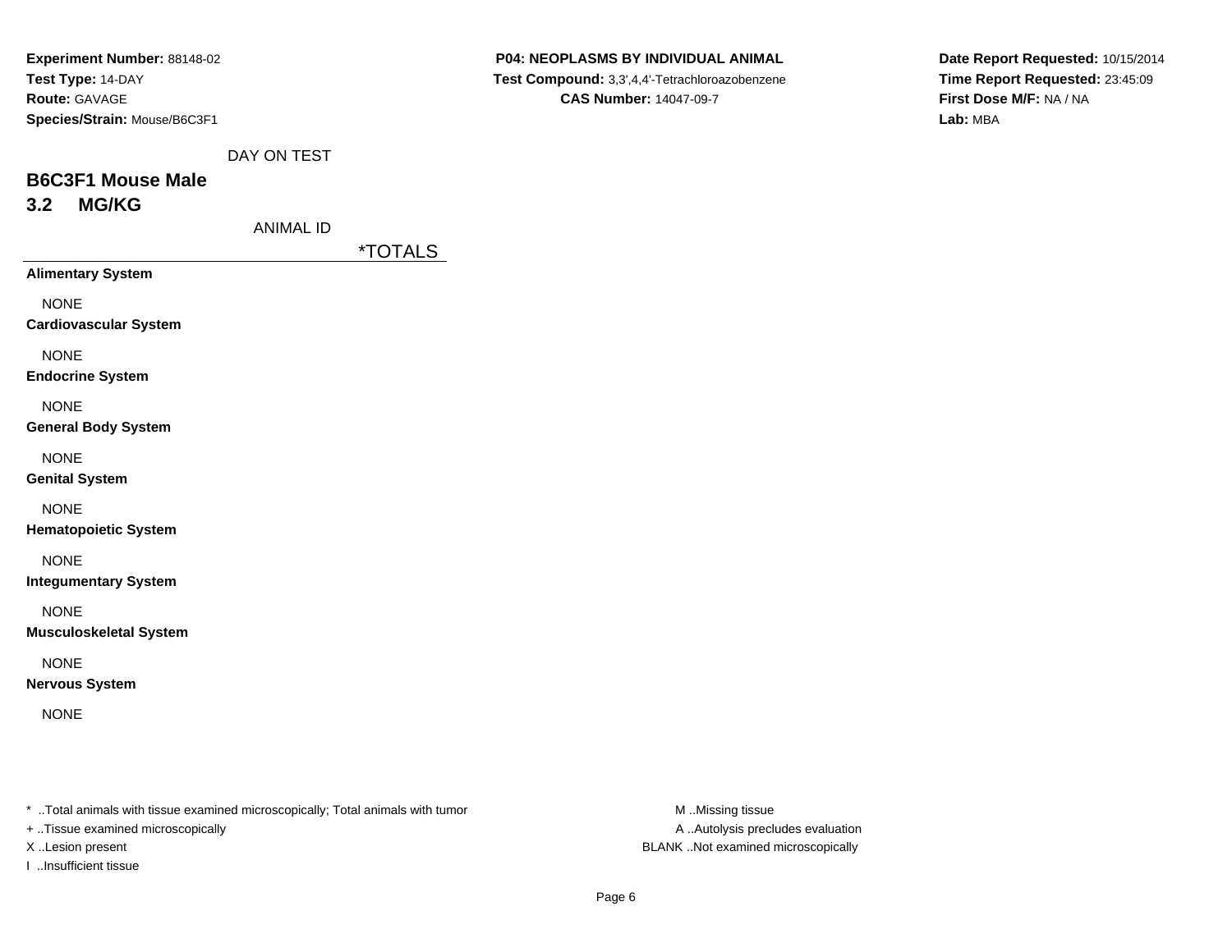**Experiment Number:** 88148-02
**Test Type:** 14-DAY
**Route:** GAVAGE
**Species/Strain:** Mouse/B6C3F1

**P04: NEOPLASMS BY INDIVIDUAL ANIMAL**
**Test Compound:** 3,3',4,4'-Tetrachloroazobenzene
**CAS Number:** 14047-09-7

**Date Report Requested:** 10/15/2014
**Time Report Requested:** 23:45:09
**First Dose M/F:** NA / NA
**Lab:** MBA

DAY ON TEST

## B6C3F1 Mouse Male
## 3.2 MG/KG

ANIMAL ID

| | *TOTALS |
|---|---|
| **Alimentary System** | |
| NONE | |
| **Cardiovascular System** | |
| NONE | |
| **Endocrine System** | |
| NONE | |
| **General Body System** | |
| NONE | |
| **Genital System** | |
| NONE | |
| **Hematopoietic System** | |
| NONE | |
| **Integumentary System** | |
| NONE | |
| **Musculoskeletal System** | |
| NONE | |
| **Nervous System** | |
| NONE | |

* ..Total animals with tissue examined microscopically; Total animals with tumor
+ ..Tissue examined microscopically
X ..Lesion present
I ..Insufficient tissue

M ..Missing tissue
A ..Autolysis precludes evaluation
BLANK ..Not examined microscopically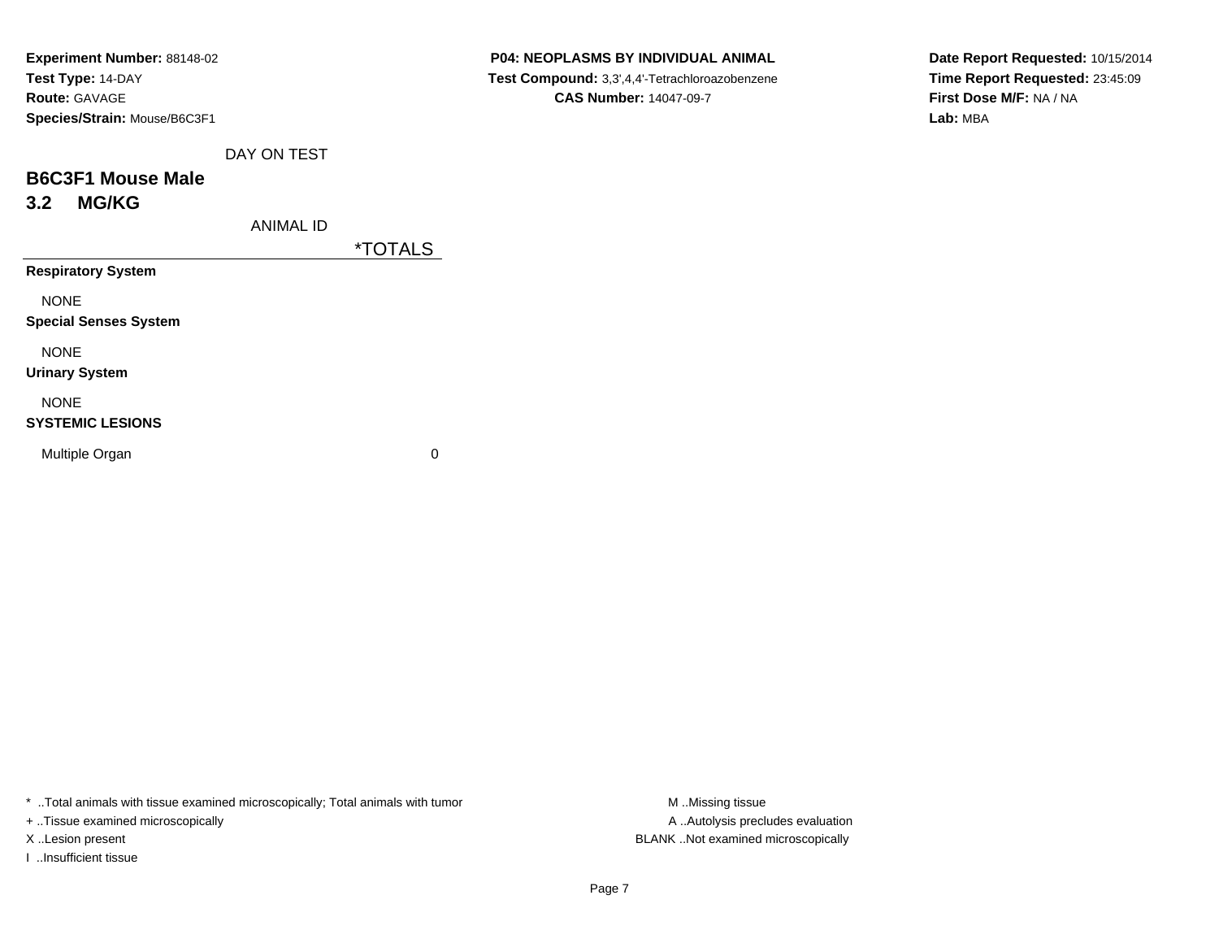**Experiment Number:** 88148-02
**Test Type:** 14-DAY
**Route:** GAVAGE
**Species/Strain:** Mouse/B6C3F1

**P04: NEOPLASMS BY INDIVIDUAL ANIMAL**
**Test Compound:** 3,3',4,4'-Tetrachloroazobenzene
**CAS Number:** 14047-09-7

**Date Report Requested:** 10/15/2014
**Time Report Requested:** 23:45:09
**First Dose M/F:** NA / NA
**Lab:** MBA

DAY ON TEST

## B6C3F1 Mouse Male
## 3.2 MG/KG

| ANIMAL ID | *TOTALS |
|---|---|
| **Respiratory System** | |
| NONE | |
| **Special Senses System** | |
| NONE | |
| **Urinary System** | |
| NONE | |
| **SYSTEMIC LESIONS** | |
| Multiple Organ | 0 |

* ..Total animals with tissue examined microscopically; Total animals with tumor
+ ..Tissue examined microscopically
X ..Lesion present
I ..Insufficient tissue

M ..Missing tissue
A ..Autolysis precludes evaluation
BLANK ..Not examined microscopically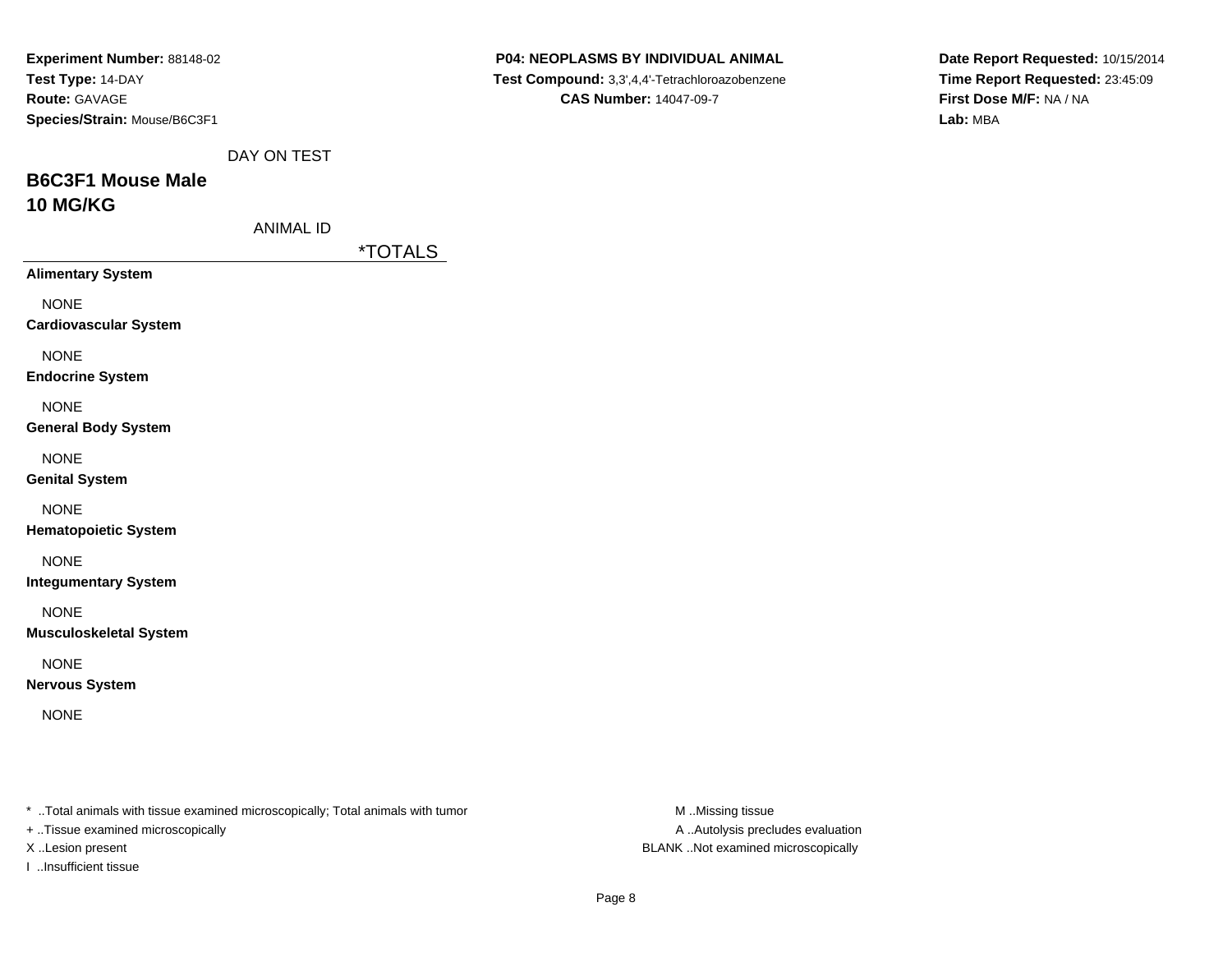**Experiment Number:** 88148-02
**Test Type:** 14-DAY
**Route:** GAVAGE
**Species/Strain:** Mouse/B6C3F1

**P04: NEOPLASMS BY INDIVIDUAL ANIMAL**
**Test Compound:** 3,3',4,4'-Tetrachloroazobenzene
**CAS Number:** 14047-09-7

**Date Report Requested:** 10/15/2014
**Time Report Requested:** 23:45:09
**First Dose M/F:** NA / NA
**Lab:** MBA

DAY ON TEST

## B6C3F1 Mouse Male
## 10 MG/KG

ANIMAL ID

| | *TOTALS |
|---|---|
| **Alimentary System** | |
| NONE | |
| **Cardiovascular System** | |
| NONE | |
| **Endocrine System** | |
| NONE | |
| **General Body System** | |
| NONE | |
| **Genital System** | |
| NONE | |
| **Hematopoietic System** | |
| NONE | |
| **Integumentary System** | |
| NONE | |
| **Musculoskeletal System** | |
| NONE | |
| **Nervous System** | |
| NONE | |

* ..Total animals with tissue examined microscopically; Total animals with tumor
+ ..Tissue examined microscopically
X ..Lesion present
I ..Insufficient tissue

M ..Missing tissue
A ..Autolysis precludes evaluation
BLANK ..Not examined microscopically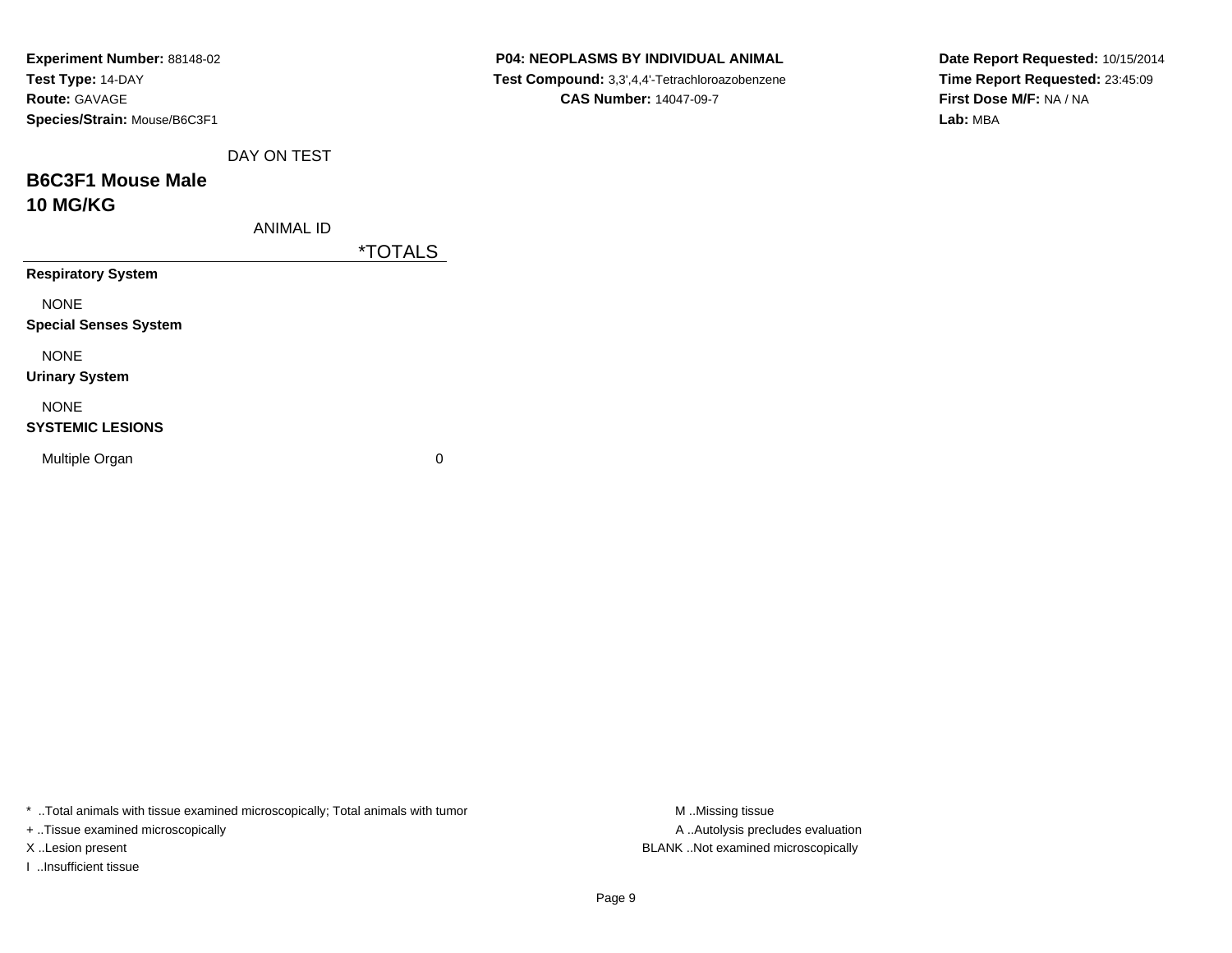**Experiment Number:** 88148-02
**Test Type:** 14-DAY
**Route:** GAVAGE
**Species/Strain:** Mouse/B6C3F1

**P04: NEOPLASMS BY INDIVIDUAL ANIMAL**
**Test Compound:** 3,3',4,4'-Tetrachloroazobenzene
**CAS Number:** 14047-09-7

**Date Report Requested:** 10/15/2014
**Time Report Requested:** 23:45:09
**First Dose M/F:** NA / NA
**Lab:** MBA

DAY ON TEST

## B6C3F1 Mouse Male
## 10 MG/KG

| ANIMAL ID | *TOTALS |
|---|---|
| **Respiratory System** | |
| NONE | |
| **Special Senses System** | |
| NONE | |
| **Urinary System** | |
| NONE | |
| **SYSTEMIC LESIONS** | |
| Multiple Organ | 0 |

* ..Total animals with tissue examined microscopically; Total animals with tumor
+ ..Tissue examined microscopically
X ..Lesion present
I ..Insufficient tissue

M ..Missing tissue
A ..Autolysis precludes evaluation
BLANK ..Not examined microscopically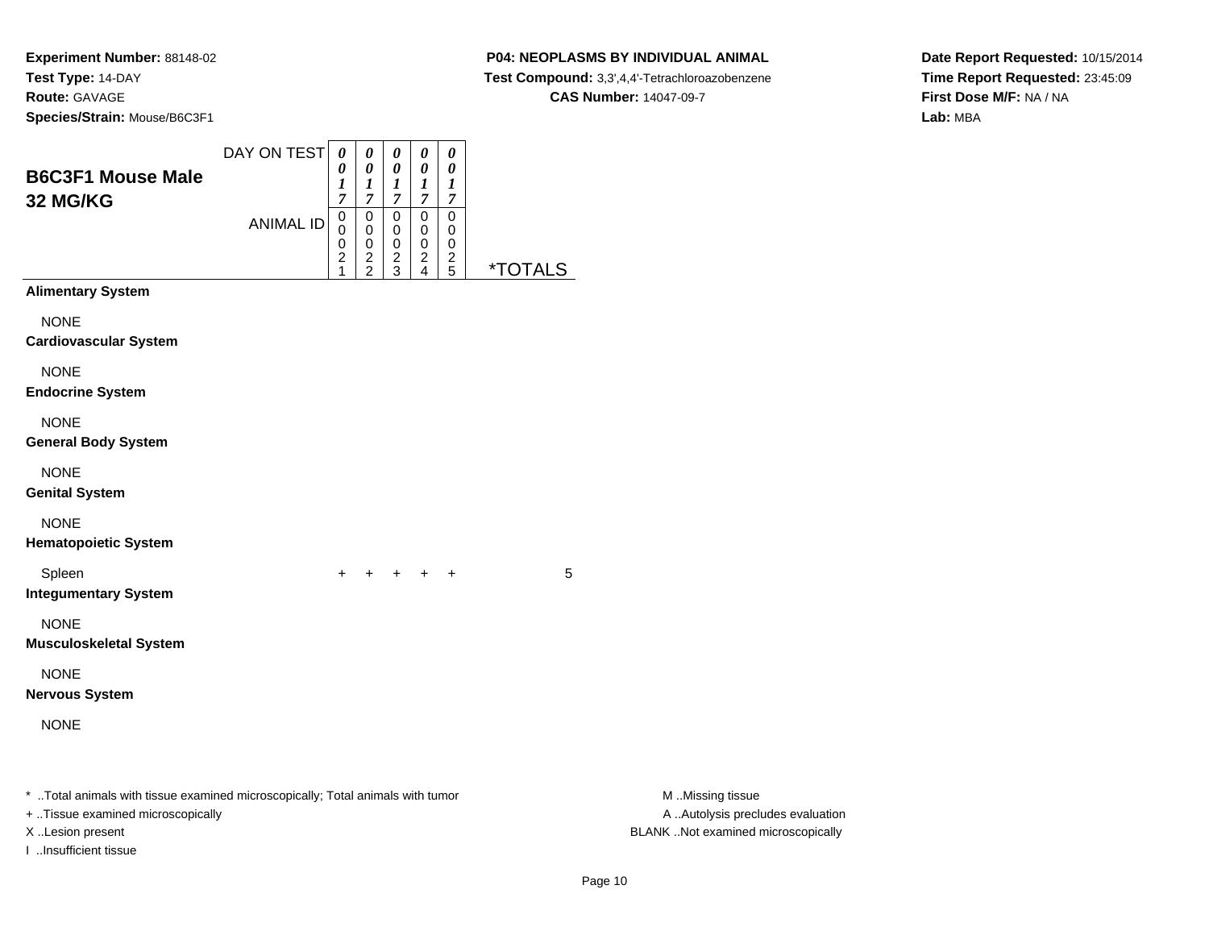**Experiment Number:** 88148-02
**Test Type:** 14-DAY
**Route:** GAVAGE
**Species/Strain:** Mouse/B6C3F1

**P04: NEOPLASMS BY INDIVIDUAL ANIMAL**
**Test Compound:** 3,3',4,4'-Tetrachloroazobenzene
**CAS Number:** 14047-09-7

**Date Report Requested:** 10/15/2014
**Time Report Requested:** 23:45:09
**First Dose M/F:** NA / NA
**Lab:** MBA

## B6C3F1 Mouse Male 32 MG/KG

| DAY ON TEST | 0017 | 0017 | 0017 | 0017 | 0017 | |
|---|---|---|---|---|---|---|
| **ANIMAL ID** | 00021 | 00022 | 00023 | 00024 | 00025 | ***TOTALS** |
| **Alimentary System** | | | | | | |
| NONE | | | | | | |
| **Cardiovascular System** | | | | | | |
| NONE | | | | | | |
| **Endocrine System** | | | | | | |
| NONE | | | | | | |
| **General Body System** | | | | | | |
| NONE | | | | | | |
| **Genital System** | | | | | | |
| NONE | | | | | | |
| **Hematopoietic System** | | | | | | |
| Spleen | + | + | + | + | + | 5 |
| **Integumentary System** | | | | | | |
| NONE | | | | | | |
| **Musculoskeletal System** | | | | | | |
| NONE | | | | | | |
| **Nervous System** | | | | | | |
| NONE | | | | | | |

* ..Total animals with tissue examined microscopically; Total animals with tumor
+ ..Tissue examined microscopically
X ..Lesion present
I ..Insufficient tissue

M ..Missing tissue
A ..Autolysis precludes evaluation
BLANK ..Not examined microscopically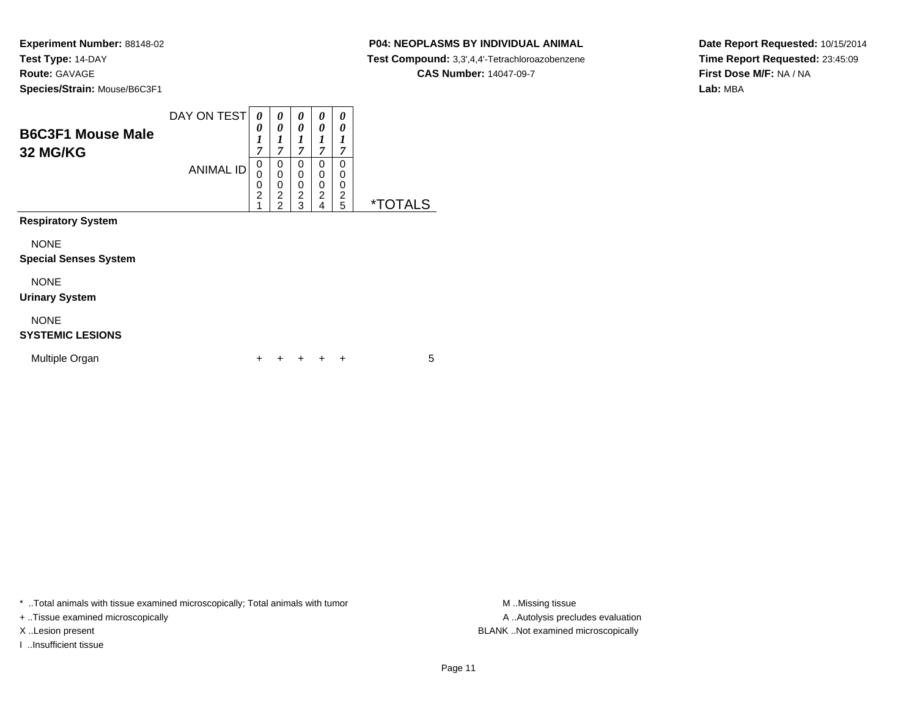**Experiment Number:** 88148-02
**Test Type:** 14-DAY
**Route:** GAVAGE
**Species/Strain:** Mouse/B6C3F1

**P04: NEOPLASMS BY INDIVIDUAL ANIMAL**
**Test Compound:** 3,3',4,4'-Tetrachloroazobenzene
**CAS Number:** 14047-09-7

**Date Report Requested:** 10/15/2014
**Time Report Requested:** 23:45:09
**First Dose M/F:** NA / NA
**Lab:** MBA

## B6C3F1 Mouse Male
## 32 MG/KG

| DAY ON TEST | 0017 | 0017 | 0017 | 0017 | 0017 | |
|---|---|---|---|---|---|---|
| **ANIMAL ID** | 00021 | 00022 | 00023 | 00024 | 00025 | ***TOTALS** |
| **Respiratory System** | | | | | | |
| NONE | | | | | | |
| **Special Senses System** | | | | | | |
| NONE | | | | | | |
| **Urinary System** | | | | | | |
| NONE | | | | | | |
| **SYSTEMIC LESIONS** | | | | | | |
| Multiple Organ | + | + | + | + | + | 5 |

* ..Total animals with tissue examined microscopically; Total animals with tumor
+ ..Tissue examined microscopically
X ..Lesion present
I ..Insufficient tissue

M ..Missing tissue
A ..Autolysis precludes evaluation
BLANK ..Not examined microscopically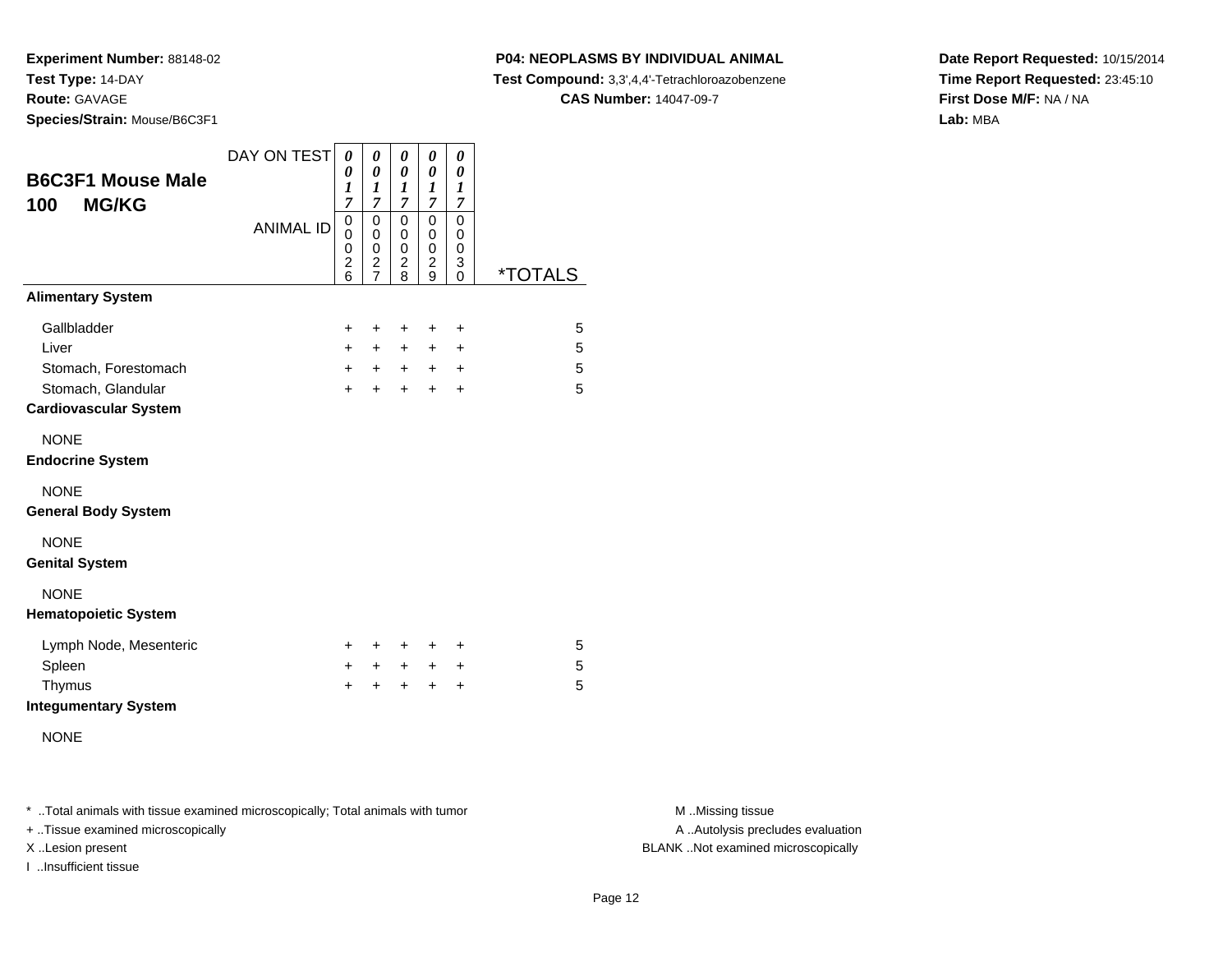**Experiment Number:** 88148-02
**Test Type:** 14-DAY
**Route:** GAVAGE
**Species/Strain:** Mouse/B6C3F1

**P04: NEOPLASMS BY INDIVIDUAL ANIMAL**
**Test Compound:** 3,3',4,4'-Tetrachloroazobenzene
**CAS Number:** 14047-09-7

**Date Report Requested:** 10/15/2014
**Time Report Requested:** 23:45:10
**First Dose M/F:** NA / NA
**Lab:** MBA

## B6C3F1 Mouse Male 100 MG/KG

| DAY ON TEST | 0017 | 0017 | 0017 | 0017 | 0017 | |
|---|---|---|---|---|---|---|
| ANIMAL ID | 00026 | 00027 | 00028 | 00029 | 00030 | *TOTALS |
| **Alimentary System** | | | | | | |
| Gallbladder | + | + | + | + | + | 5 |
| Liver | + | + | + | + | + | 5 |
| Stomach, Forestomach | + | + | + | + | + | 5 |
| Stomach, Glandular | + | + | + | + | + | 5 |
| **Cardiovascular System** | | | | | | |
| NONE | | | | | | |
| **Endocrine System** | | | | | | |
| NONE | | | | | | |
| **General Body System** | | | | | | |
| NONE | | | | | | |
| **Genital System** | | | | | | |
| NONE | | | | | | |
| **Hematopoietic System** | | | | | | |
| Lymph Node, Mesenteric | + | + | + | + | + | 5 |
| Spleen | + | + | + | + | + | 5 |
| Thymus | + | + | + | + | + | 5 |
| **Integumentary System** | | | | | | |
| NONE | | | | | | |

* ..Total animals with tissue examined microscopically; Total animals with tumor
+ ..Tissue examined microscopically
X ..Lesion present
I ..Insufficient tissue

M ..Missing tissue
A ..Autolysis precludes evaluation
BLANK ..Not examined microscopically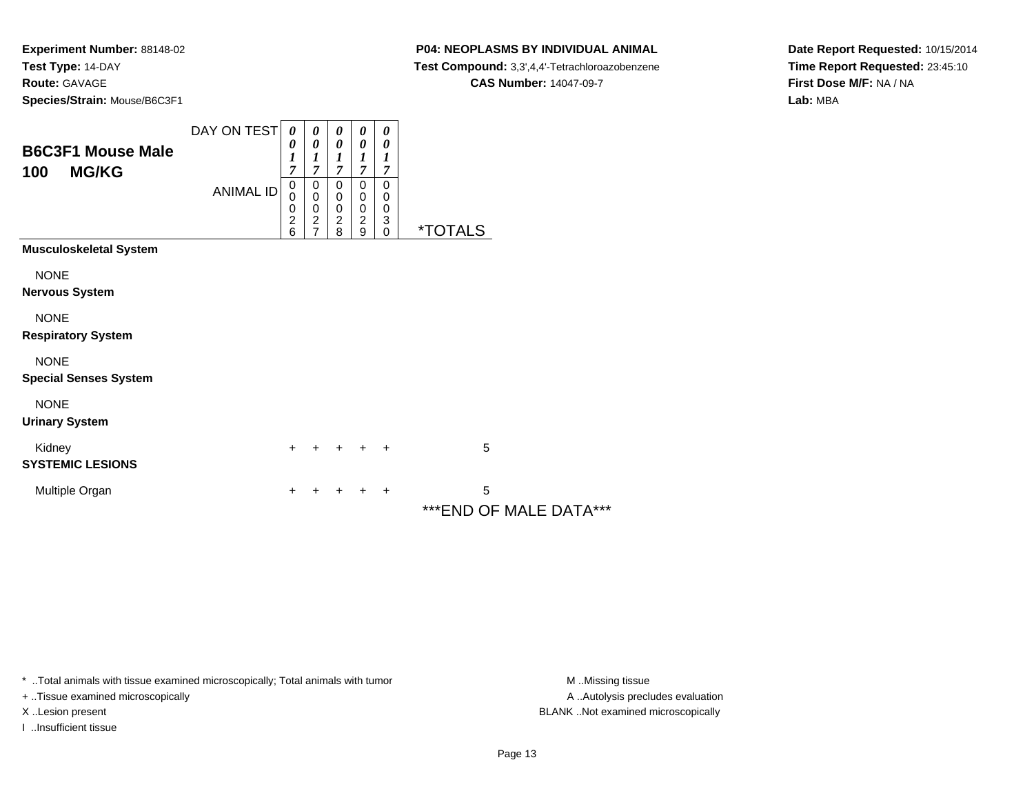**Experiment Number:** 88148-02
**Test Type:** 14-DAY
**Route:** GAVAGE
**Species/Strain:** Mouse/B6C3F1

**P04: NEOPLASMS BY INDIVIDUAL ANIMAL**
**Test Compound:** 3,3',4,4'-Tetrachloroazobenzene
**CAS Number:** 14047-09-7

**Date Report Requested:** 10/15/2014
**Time Report Requested:** 23:45:10
**First Dose M/F:** NA / NA
**Lab:** MBA

## B6C3F1 Mouse Male
## 100 MG/KG

| | | | | | | |
|---|---|---|---|---|---|---|
| DAY ON TEST | 0017 | 0017 | 0017 | 0017 | 0017 | |
| ANIMAL ID | 00026 | 00027 | 00028 | 00029 | 00030 | *TOTALS |
| **Musculoskeletal System** | | | | | | |
| NONE | | | | | | |
| **Nervous System** | | | | | | |
| NONE | | | | | | |
| **Respiratory System** | | | | | | |
| NONE | | | | | | |
| **Special Senses System** | | | | | | |
| NONE | | | | | | |
| **Urinary System** | | | | | | |
| Kidney | + | + | + | + | + | 5 |
| **SYSTEMIC LESIONS** | | | | | | |
| Multiple Organ | + | + | + | + | + | 5 |

***END OF MALE DATA***

* ..Total animals with tissue examined microscopically; Total animals with tumor
+ ..Tissue examined microscopically
X ..Lesion present
I ..Insufficient tissue

M ..Missing tissue
A ..Autolysis precludes evaluation
BLANK ..Not examined microscopically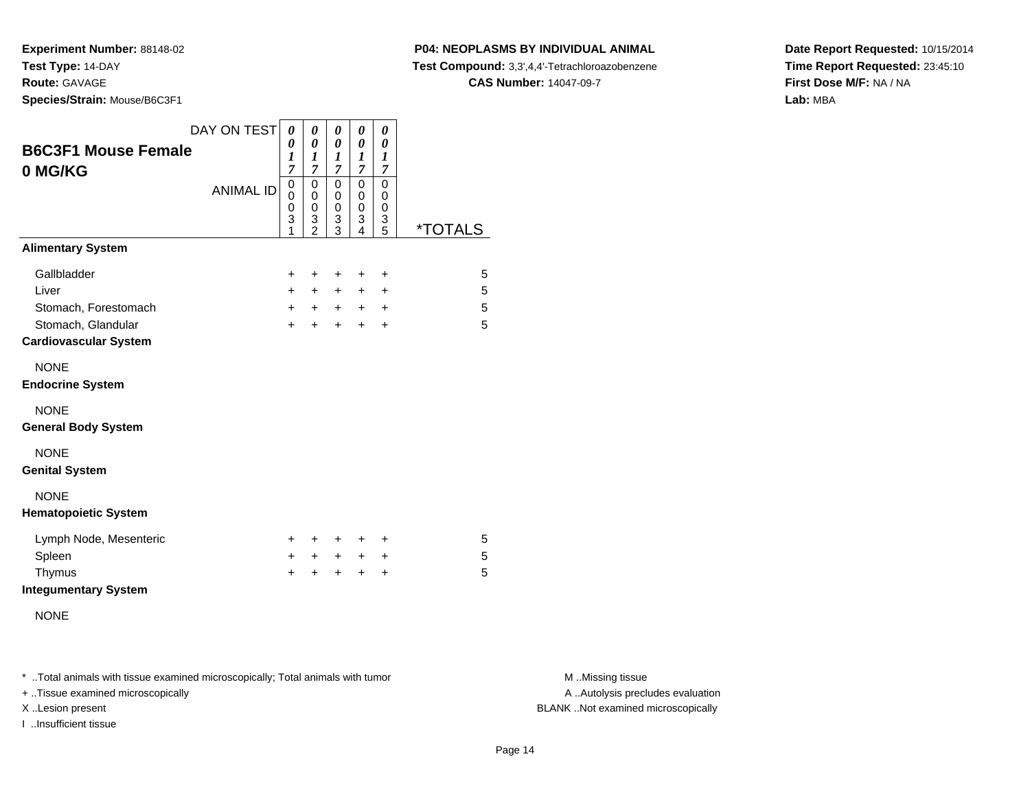**Experiment Number:** 88148-02
**Test Type:** 14-DAY
**Route:** GAVAGE
**Species/Strain:** Mouse/B6C3F1

**P04: NEOPLASMS BY INDIVIDUAL ANIMAL**
**Test Compound:** 3,3',4,4'-Tetrachloroazobenzene
**CAS Number:** 14047-09-7

**Date Report Requested:** 10/15/2014
**Time Report Requested:** 23:45:10
**First Dose M/F:** NA / NA
**Lab:** MBA

## B6C3F1 Mouse Female
## 0 MG/KG

| DAY ON TEST | 0017 | 0017 | 0017 | 0017 | 0017 | |
|---|---|---|---|---|---|---|
| ANIMAL ID | 00031 | 00032 | 00033 | 00034 | 00035 | *TOTALS |
| **Alimentary System** | | | | | | |
| Gallbladder | + | + | + | + | + | 5 |
| Liver | + | + | + | + | + | 5 |
| Stomach, Forestomach | + | + | + | + | + | 5 |
| Stomach, Glandular | + | + | + | + | + | 5 |
| **Cardiovascular System** | | | | | | |
| NONE | | | | | | |
| **Endocrine System** | | | | | | |
| NONE | | | | | | |
| **General Body System** | | | | | | |
| NONE | | | | | | |
| **Genital System** | | | | | | |
| NONE | | | | | | |
| **Hematopoietic System** | | | | | | |
| Lymph Node, Mesenteric | + | + | + | + | + | 5 |
| Spleen | + | + | + | + | + | 5 |
| Thymus | + | + | + | + | + | 5 |
| **Integumentary System** | | | | | | |
| NONE | | | | | | |

* ..Total animals with tissue examined microscopically; Total animals with tumor
+ ..Tissue examined microscopically
X ..Lesion present
I ..Insufficient tissue

M ..Missing tissue
A ..Autolysis precludes evaluation
BLANK ..Not examined microscopically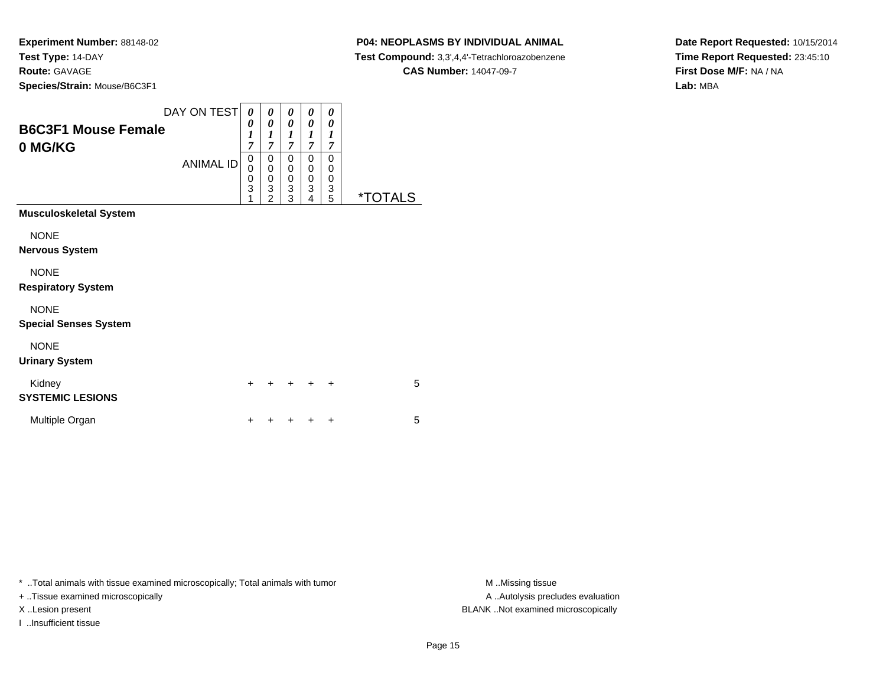**Experiment Number:** 88148-02
**Test Type:** 14-DAY
**Route:** GAVAGE
**Species/Strain:** Mouse/B6C3F1

**P04: NEOPLASMS BY INDIVIDUAL ANIMAL**
**Test Compound:** 3,3',4,4'-Tetrachloroazobenzene
**CAS Number:** 14047-09-7

**Date Report Requested:** 10/15/2014
**Time Report Requested:** 23:45:10
**First Dose M/F:** NA / NA
**Lab:** MBA

| B6C3F1 Mouse Female 0 MG/KG | | | | | | |
|---|---|---|---|---|---|---|
| DAY ON TEST | 0017 | 0017 | 0017 | 0017 | 0017 | |
| ANIMAL ID | 00031 | 00032 | 00033 | 00034 | 00035 | *TOTALS |
| **Musculoskeletal System** | | | | | | |
| NONE | | | | | | |
| **Nervous System** | | | | | | |
| NONE | | | | | | |
| **Respiratory System** | | | | | | |
| NONE | | | | | | |
| **Special Senses System** | | | | | | |
| NONE | | | | | | |
| **Urinary System** | | | | | | |
| Kidney | + | + | + | + | + | 5 |
| **SYSTEMIC LESIONS** | | | | | | |
| Multiple Organ | + | + | + | + | + | 5 |

\* ..Total animals with tissue examined microscopically; Total animals with tumor
+ ..Tissue examined microscopically
X ..Lesion present
I ..Insufficient tissue

M ..Missing tissue
A ..Autolysis precludes evaluation
BLANK ..Not examined microscopically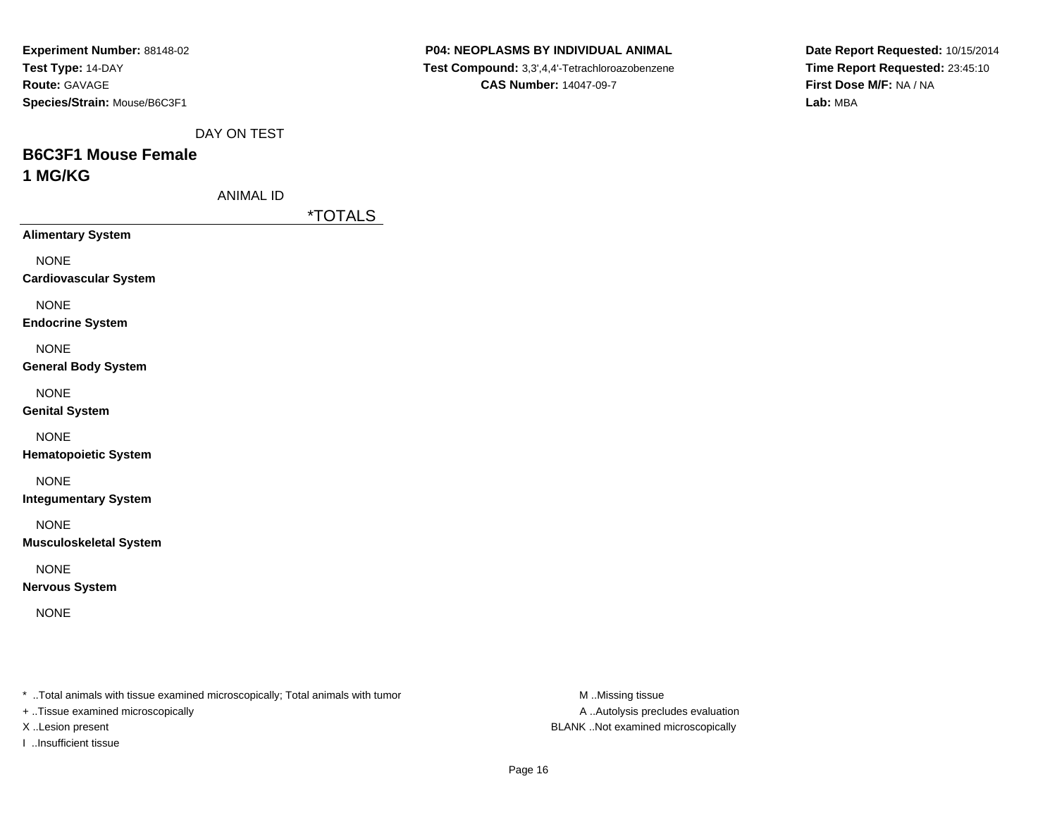**Experiment Number:** 88148-02
**Test Type:** 14-DAY
**Route:** GAVAGE
**Species/Strain:** Mouse/B6C3F1

**P04: NEOPLASMS BY INDIVIDUAL ANIMAL**
**Test Compound:** 3,3',4,4'-Tetrachloroazobenzene
**CAS Number:** 14047-09-7

**Date Report Requested:** 10/15/2014
**Time Report Requested:** 23:45:10
**First Dose M/F:** NA / NA
**Lab:** MBA

DAY ON TEST

## B6C3F1 Mouse Female
## 1 MG/KG

ANIMAL ID

| | *TOTALS |
|---|---|
| **Alimentary System** | |
| NONE | |
| **Cardiovascular System** | |
| NONE | |
| **Endocrine System** | |
| NONE | |
| **General Body System** | |
| NONE | |
| **Genital System** | |
| NONE | |
| **Hematopoietic System** | |
| NONE | |
| **Integumentary System** | |
| NONE | |
| **Musculoskeletal System** | |
| NONE | |
| **Nervous System** | |
| NONE | |

* ..Total animals with tissue examined microscopically; Total animals with tumor
+ ..Tissue examined microscopically
X ..Lesion present
I ..Insufficient tissue

M ..Missing tissue
A ..Autolysis precludes evaluation
BLANK ..Not examined microscopically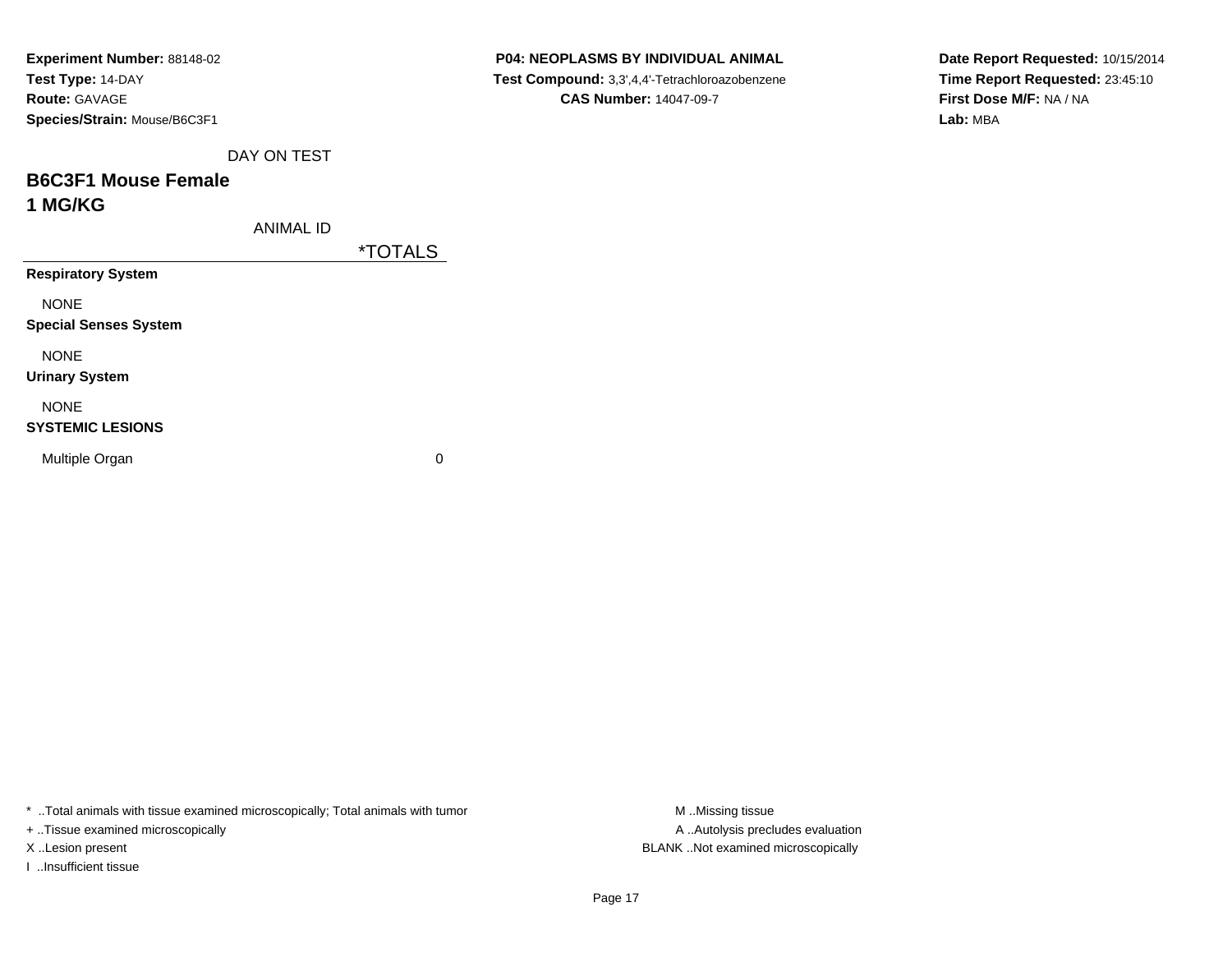**Experiment Number:** 88148-02
**Test Type:** 14-DAY
**Route:** GAVAGE
**Species/Strain:** Mouse/B6C3F1

**P04: NEOPLASMS BY INDIVIDUAL ANIMAL**
**Test Compound:** 3,3',4,4'-Tetrachloroazobenzene
**CAS Number:** 14047-09-7

**Date Report Requested:** 10/15/2014
**Time Report Requested:** 23:45:10
**First Dose M/F:** NA / NA
**Lab:** MBA

DAY ON TEST

## B6C3F1 Mouse Female
## 1 MG/KG

| ANIMAL ID | *TOTALS |
|---|---|
| **Respiratory System** | |
| NONE | |
| **Special Senses System** | |
| NONE | |
| **Urinary System** | |
| NONE | |
| **SYSTEMIC LESIONS** | |
| Multiple Organ | 0 |

\* ..Total animals with tissue examined microscopically; Total animals with tumor
+ ..Tissue examined microscopically
X ..Lesion present
I ..Insufficient tissue

M ..Missing tissue
A ..Autolysis precludes evaluation
BLANK ..Not examined microscopically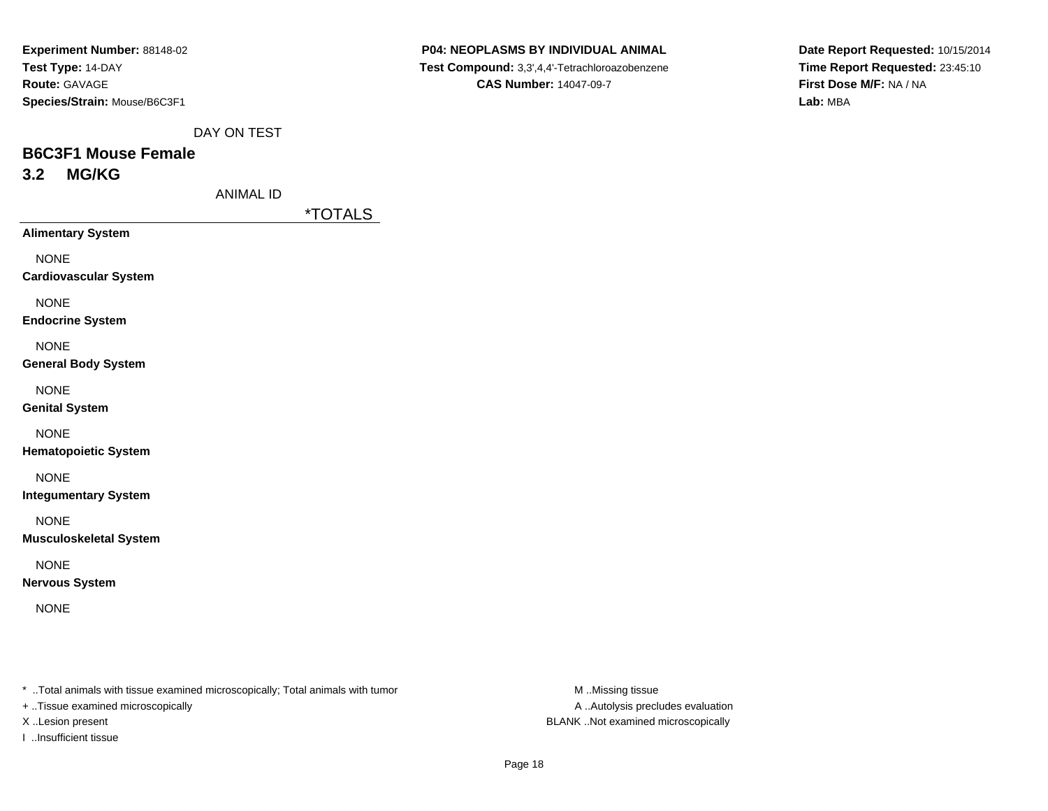**Experiment Number:** 88148-02
**Test Type:** 14-DAY
**Route:** GAVAGE
**Species/Strain:** Mouse/B6C3F1

**P04: NEOPLASMS BY INDIVIDUAL ANIMAL**
**Test Compound:** 3,3',4,4'-Tetrachloroazobenzene
**CAS Number:** 14047-09-7

**Date Report Requested:** 10/15/2014
**Time Report Requested:** 23:45:10
**First Dose M/F:** NA / NA
**Lab:** MBA

DAY ON TEST

## B6C3F1 Mouse Female

## 3.2 MG/KG

ANIMAL ID

| | *TOTALS |
|---|---|
| **Alimentary System** | |
| NONE | |
| **Cardiovascular System** | |
| NONE | |
| **Endocrine System** | |
| NONE | |
| **General Body System** | |
| NONE | |
| **Genital System** | |
| NONE | |
| **Hematopoietic System** | |
| NONE | |
| **Integumentary System** | |
| NONE | |
| **Musculoskeletal System** | |
| NONE | |
| **Nervous System** | |
| NONE | |

* ..Total animals with tissue examined microscopically; Total animals with tumor
+ ..Tissue examined microscopically
X ..Lesion present
I ..Insufficient tissue

M ..Missing tissue
A ..Autolysis precludes evaluation
BLANK ..Not examined microscopically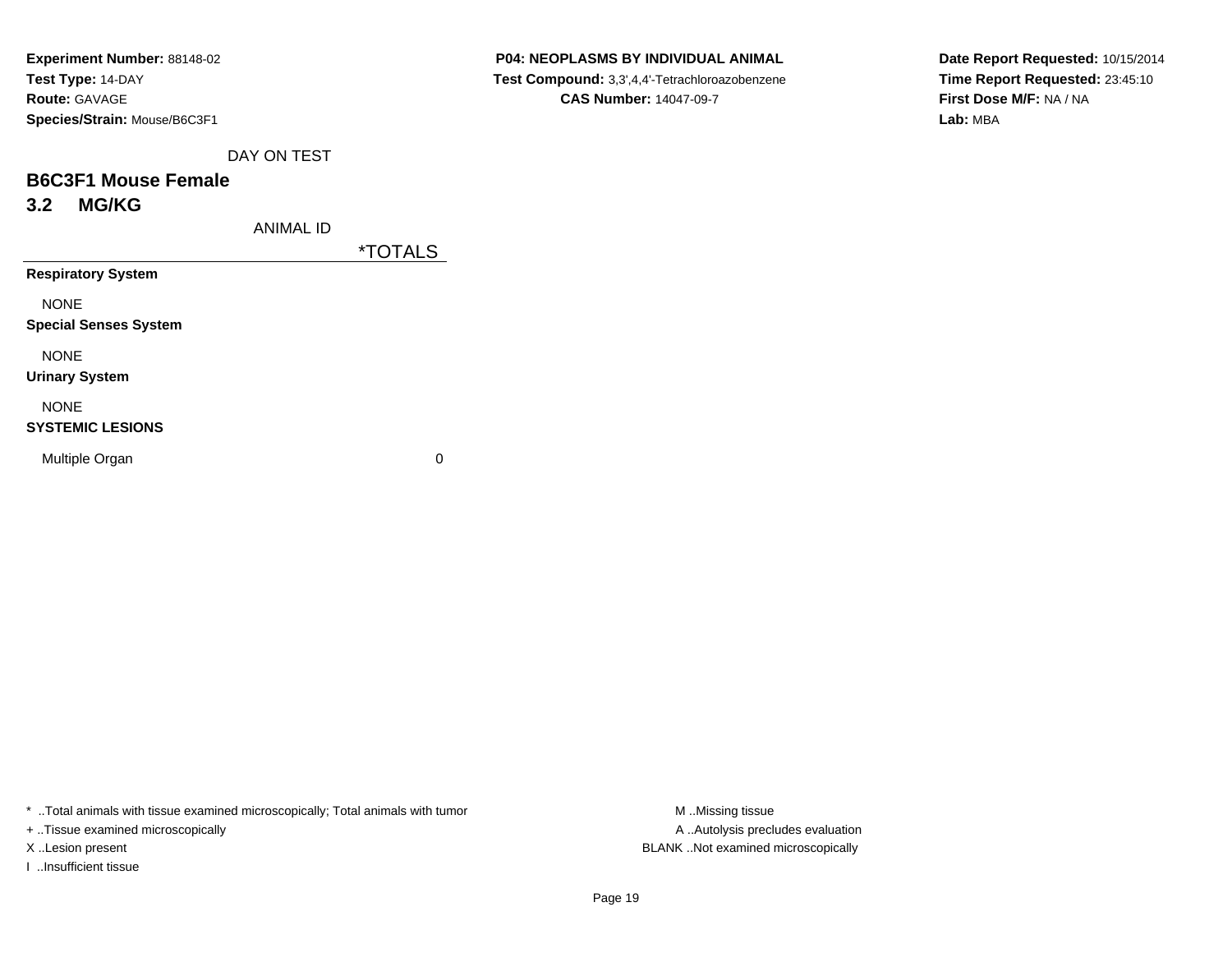**Experiment Number:** 88148-02
**Test Type:** 14-DAY
**Route:** GAVAGE
**Species/Strain:** Mouse/B6C3F1

**P04: NEOPLASMS BY INDIVIDUAL ANIMAL**
**Test Compound:** 3,3',4,4'-Tetrachloroazobenzene
**CAS Number:** 14047-09-7

**Date Report Requested:** 10/15/2014
**Time Report Requested:** 23:45:10
**First Dose M/F:** NA / NA
**Lab:** MBA

DAY ON TEST

## B6C3F1 Mouse Female

## 3.2 MG/KG

| ANIMAL ID | *TOTALS |
|---|---|
| **Respiratory System** | |
| NONE | |
| **Special Senses System** | |
| NONE | |
| **Urinary System** | |
| NONE | |
| **SYSTEMIC LESIONS** | |
| Multiple Organ | 0 |

* ..Total animals with tissue examined microscopically; Total animals with tumor
+ ..Tissue examined microscopically
X ..Lesion present
I ..Insufficient tissue

M ..Missing tissue
A ..Autolysis precludes evaluation
BLANK ..Not examined microscopically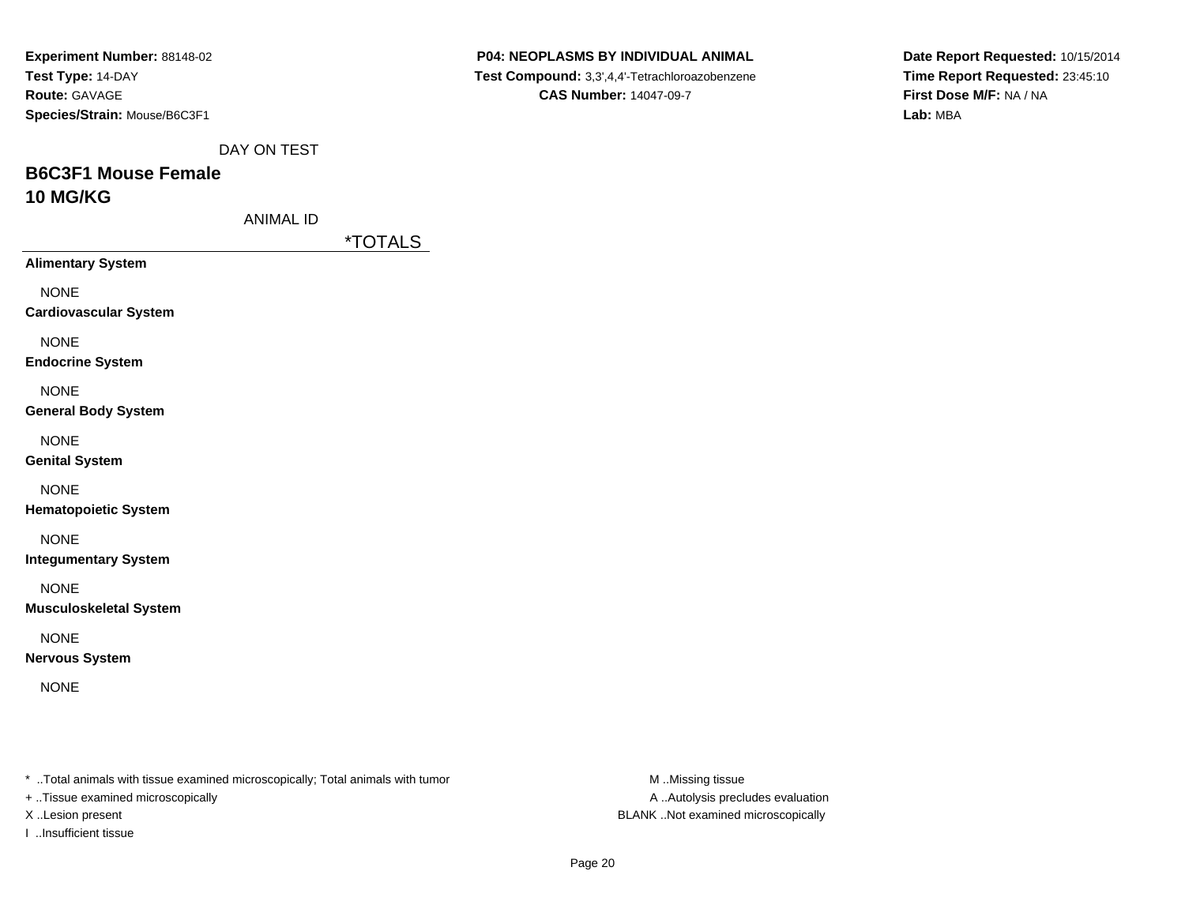**Experiment Number:** 88148-02
**Test Type:** 14-DAY
**Route:** GAVAGE
**Species/Strain:** Mouse/B6C3F1

**P04: NEOPLASMS BY INDIVIDUAL ANIMAL**
**Test Compound:** 3,3',4,4'-Tetrachloroazobenzene
**CAS Number:** 14047-09-7

**Date Report Requested:** 10/15/2014
**Time Report Requested:** 23:45:10
**First Dose M/F:** NA / NA
**Lab:** MBA

DAY ON TEST

## B6C3F1 Mouse Female
## 10 MG/KG

ANIMAL ID

| | *TOTALS |
|---|---|
| **Alimentary System** | |
| NONE | |
| **Cardiovascular System** | |
| NONE | |
| **Endocrine System** | |
| NONE | |
| **General Body System** | |
| NONE | |
| **Genital System** | |
| NONE | |
| **Hematopoietic System** | |
| NONE | |
| **Integumentary System** | |
| NONE | |
| **Musculoskeletal System** | |
| NONE | |
| **Nervous System** | |
| NONE | |

\* ..Total animals with tissue examined microscopically; Total animals with tumor
\+ ..Tissue examined microscopically
X ..Lesion present
I ..Insufficient tissue

M ..Missing tissue
A ..Autolysis precludes evaluation
BLANK ..Not examined microscopically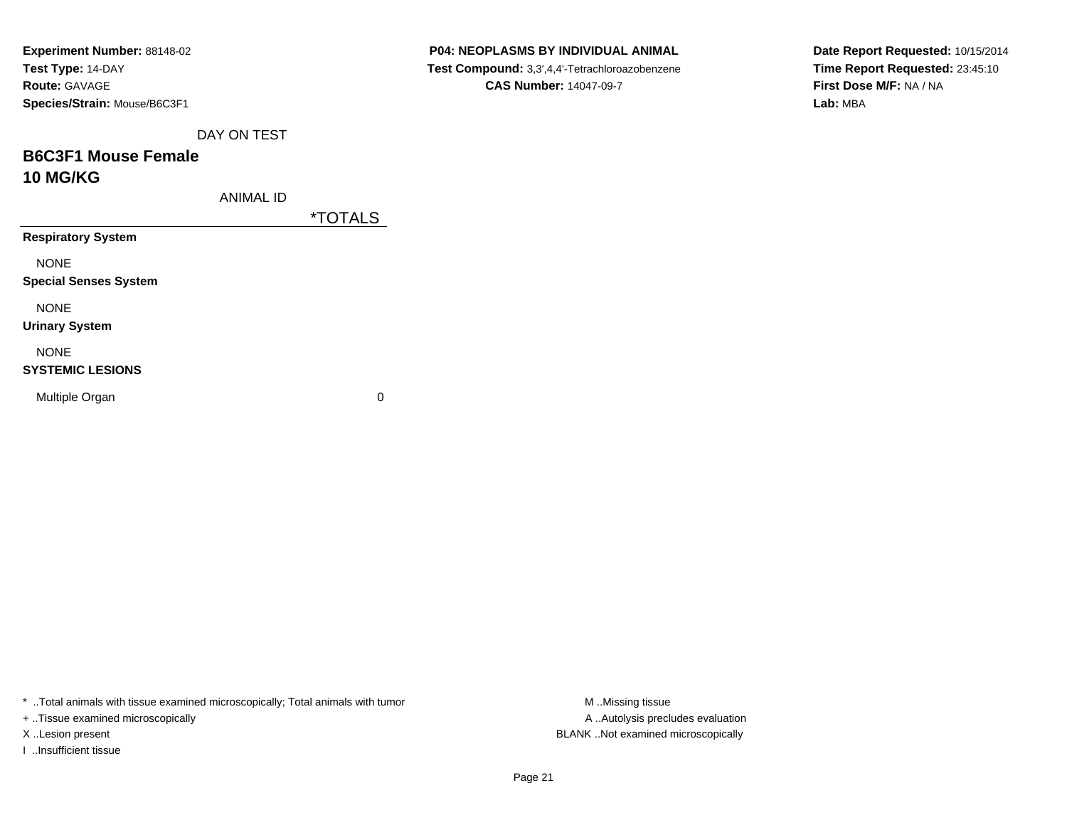**Experiment Number:** 88148-02
**Test Type:** 14-DAY
**Route:** GAVAGE
**Species/Strain:** Mouse/B6C3F1

**P04: NEOPLASMS BY INDIVIDUAL ANIMAL**
**Test Compound:** 3,3',4,4'-Tetrachloroazobenzene
**CAS Number:** 14047-09-7

**Date Report Requested:** 10/15/2014
**Time Report Requested:** 23:45:10
**First Dose M/F:** NA / NA
**Lab:** MBA

DAY ON TEST

## B6C3F1 Mouse Female
## 10 MG/KG

| ANIMAL ID | *TOTALS |
|---|---|
| **Respiratory System** | |
| NONE | |
| **Special Senses System** | |
| NONE | |
| **Urinary System** | |
| NONE | |
| **SYSTEMIC LESIONS** | |
| Multiple Organ | 0 |

* ..Total animals with tissue examined microscopically; Total animals with tumor
+ ..Tissue examined microscopically
X ..Lesion present
I ..Insufficient tissue

M ..Missing tissue
A ..Autolysis precludes evaluation
BLANK ..Not examined microscopically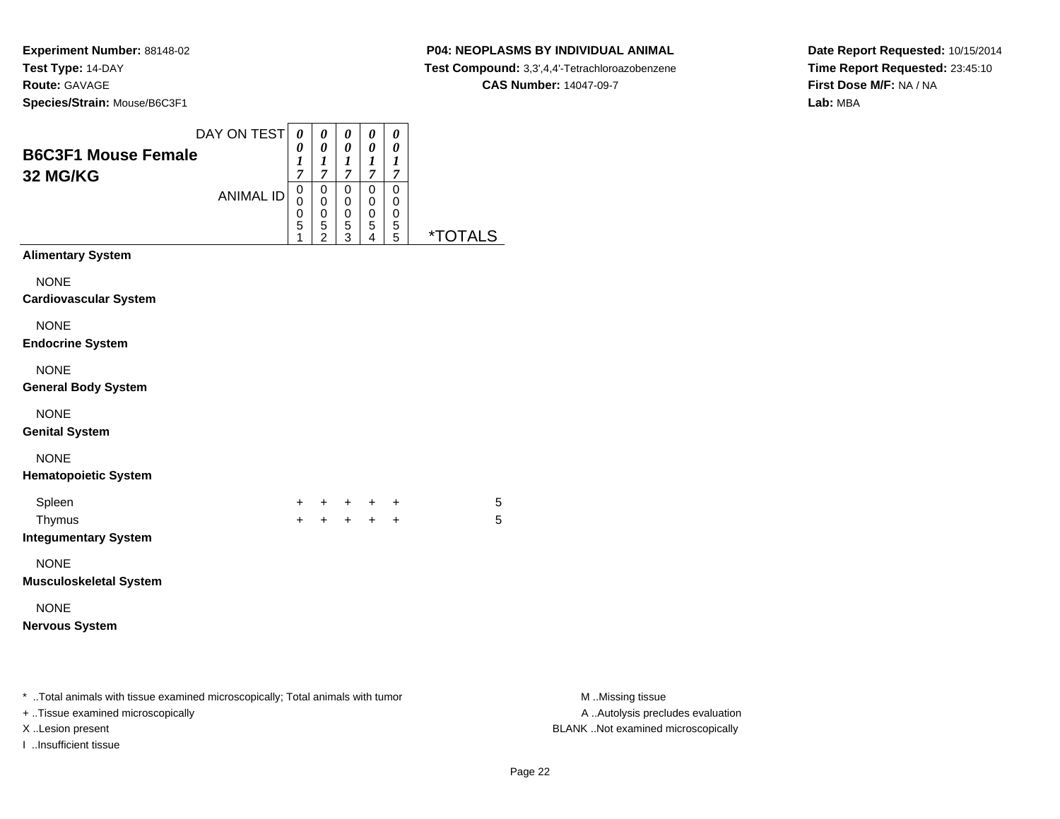**Experiment Number:** 88148-02
**Test Type:** 14-DAY
**Route:** GAVAGE
**Species/Strain:** Mouse/B6C3F1

**P04: NEOPLASMS BY INDIVIDUAL ANIMAL**
**Test Compound:** 3,3',4,4'-Tetrachloroazobenzene
**CAS Number:** 14047-09-7

**Date Report Requested:** 10/15/2014
**Time Report Requested:** 23:45:10
**First Dose M/F:** NA / NA
**Lab:** MBA

## B6C3F1 Mouse Female
## 32 MG/KG

| DAY ON TEST | 0017 | 0017 | 0017 | 0017 | 0017 | |
|---|---|---|---|---|---|---|
| ANIMAL ID | 00051 | 00052 | 00053 | 00054 | 00055 | *TOTALS |
| **Alimentary System** | | | | | | |
| NONE | | | | | | |
| **Cardiovascular System** | | | | | | |
| NONE | | | | | | |
| **Endocrine System** | | | | | | |
| NONE | | | | | | |
| **General Body System** | | | | | | |
| NONE | | | | | | |
| **Genital System** | | | | | | |
| NONE | | | | | | |
| **Hematopoietic System** | | | | | | |
| Spleen | + | + | + | + | + | 5 |
| Thymus | + | + | + | + | + | 5 |
| **Integumentary System** | | | | | | |
| NONE | | | | | | |
| **Musculoskeletal System** | | | | | | |
| NONE | | | | | | |
| **Nervous System** | | | | | | |

* ..Total animals with tissue examined microscopically; Total animals with tumor
+ ..Tissue examined microscopically
X ..Lesion present
I ..Insufficient tissue

M ..Missing tissue
A ..Autolysis precludes evaluation
BLANK ..Not examined microscopically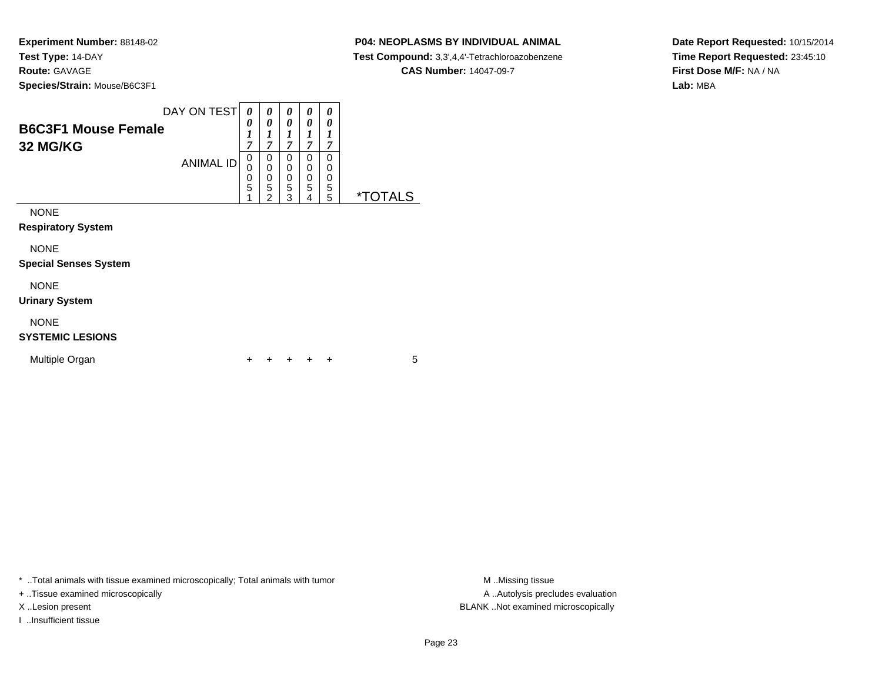**Experiment Number:** 88148-02
**Test Type:** 14-DAY
**Route:** GAVAGE
**Species/Strain:** Mouse/B6C3F1

**P04: NEOPLASMS BY INDIVIDUAL ANIMAL**
**Test Compound:** 3,3',4,4'-Tetrachloroazobenzene
**CAS Number:** 14047-09-7

**Date Report Requested:** 10/15/2014
**Time Report Requested:** 23:45:10
**First Dose M/F:** NA / NA
**Lab:** MBA

| **B6C3F1 Mouse Female 32 MG/KG** DAY ON TEST | 0017 | 0017 | 0017 | 0017 | 0017 | |
|---|---|---|---|---|---|---|
| ANIMAL ID | 00051 | 00052 | 00053 | 00054 | 00055 | *TOTALS |
| NONE | | | | | | |
| **Respiratory System** | | | | | | |
| NONE | | | | | | |
| **Special Senses System** | | | | | | |
| NONE | | | | | | |
| **Urinary System** | | | | | | |
| NONE | | | | | | |
| **SYSTEMIC LESIONS** | | | | | | |
| Multiple Organ | + | + | + | + | + | 5 |

* ..Total animals with tissue examined microscopically; Total animals with tumor
+ ..Tissue examined microscopically
X ..Lesion present
I ..Insufficient tissue

M ..Missing tissue
A ..Autolysis precludes evaluation
BLANK ..Not examined microscopically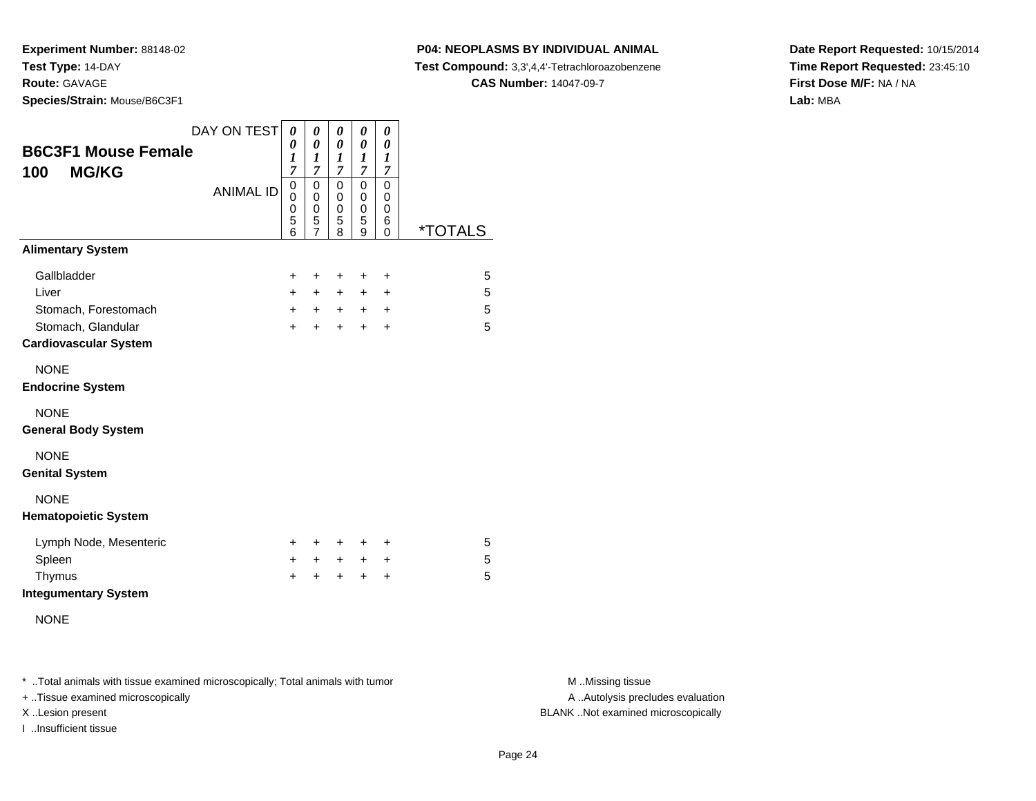**Experiment Number:** 88148-02
**Test Type:** 14-DAY
**Route:** GAVAGE
**Species/Strain:** Mouse/B6C3F1

**P04: NEOPLASMS BY INDIVIDUAL ANIMAL**
**Test Compound:** 3,3',4,4'-Tetrachloroazobenzene
**CAS Number:** 14047-09-7

**Date Report Requested:** 10/15/2014
**Time Report Requested:** 23:45:10
**First Dose M/F:** NA / NA
**Lab:** MBA

## B6C3F1 Mouse Female
## 100 MG/KG

| DAY ON TEST | 0017 | 0017 | 0017 | 0017 | 0017 | |
|---|---|---|---|---|---|---|
| **ANIMAL ID** | 00056 | 00057 | 00058 | 00059 | 00060 | ***TOTALS** |
| **Alimentary System** | | | | | | |
| Gallbladder | + | + | + | + | + | 5 |
| Liver | + | + | + | + | + | 5 |
| Stomach, Forestomach | + | + | + | + | + | 5 |
| Stomach, Glandular | + | + | + | + | + | 5 |
| **Cardiovascular System** | | | | | | |
| NONE | | | | | | |
| **Endocrine System** | | | | | | |
| NONE | | | | | | |
| **General Body System** | | | | | | |
| NONE | | | | | | |
| **Genital System** | | | | | | |
| NONE | | | | | | |
| **Hematopoietic System** | | | | | | |
| Lymph Node, Mesenteric | + | + | + | + | + | 5 |
| Spleen | + | + | + | + | + | 5 |
| Thymus | + | + | + | + | + | 5 |
| **Integumentary System** | | | | | | |
| NONE | | | | | | |

* ..Total animals with tissue examined microscopically; Total animals with tumor
+ ..Tissue examined microscopically
X ..Lesion present
I ..Insufficient tissue

M ..Missing tissue
A ..Autolysis precludes evaluation
BLANK ..Not examined microscopically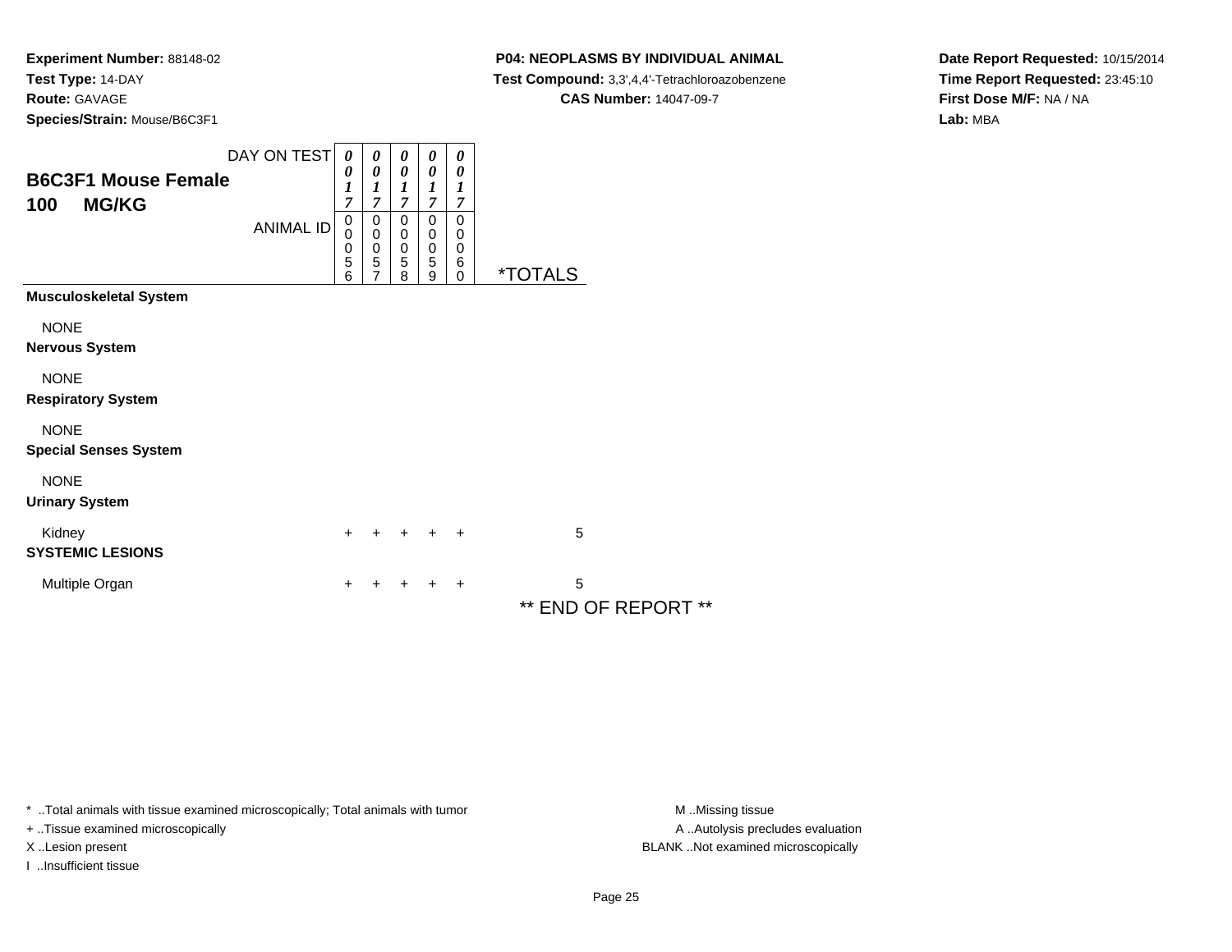**Experiment Number:** 88148-02
**Test Type:** 14-DAY
**Route:** GAVAGE
**Species/Strain:** Mouse/B6C3F1

**P04: NEOPLASMS BY INDIVIDUAL ANIMAL**
**Test Compound:** 3,3',4,4'-Tetrachloroazobenzene
**CAS Number:** 14047-09-7

**Date Report Requested:** 10/15/2014
**Time Report Requested:** 23:45:10
**First Dose M/F:** NA / NA
**Lab:** MBA

| B6C3F1 Mouse Female 100 MG/KG | | | | | | |
|---|---|---|---|---|---|---|
| DAY ON TEST | 0017 | 0017 | 0017 | 0017 | 0017 | |
| ANIMAL ID | 00056 | 00057 | 00058 | 00059 | 00060 | *TOTALS |
| **Musculoskeletal System** | | | | | | |
| NONE | | | | | | |
| **Nervous System** | | | | | | |
| NONE | | | | | | |
| **Respiratory System** | | | | | | |
| NONE | | | | | | |
| **Special Senses System** | | | | | | |
| NONE | | | | | | |
| **Urinary System** | | | | | | |
| Kidney | + | + | + | + | + | 5 |
| **SYSTEMIC LESIONS** | | | | | | |
| Multiple Organ | + | + | + | + | + | 5 |

** END OF REPORT **

* ..Total animals with tissue examined microscopically; Total animals with tumor
+ ..Tissue examined microscopically
X ..Lesion present
I ..Insufficient tissue

M ..Missing tissue
A ..Autolysis precludes evaluation
BLANK ..Not examined microscopically